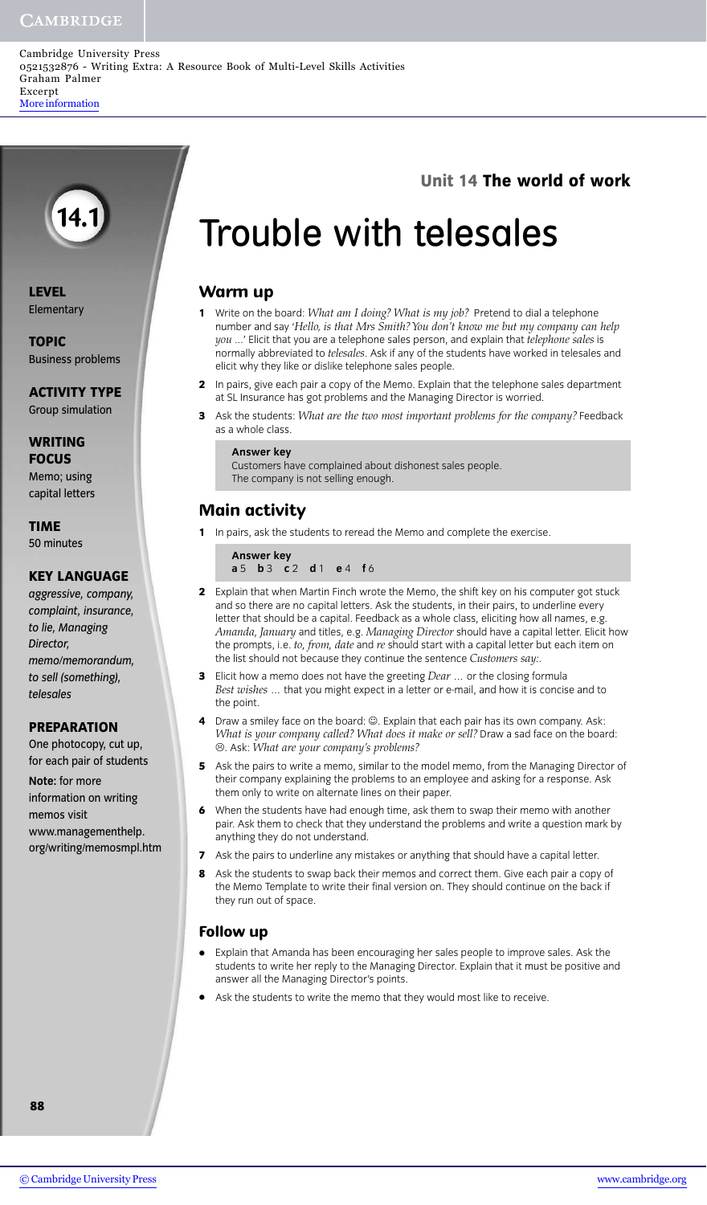Cambridge University Press
0521532876 - Writing Extra: A Resource Book of Multi-Level Skills Activities
Graham Palmer
Excerpt
More information

**14.1**

**LEVEL**
Elementary

**TOPIC**
Business problems

**ACTIVITY TYPE**
Group simulation

**WRITING FOCUS**
Memo; using capital letters

**TIME**
50 minutes

**KEY LANGUAGE**
*aggressive, company, complaint, insurance, to lie, Managing Director, memo/memorandum, to sell (something), telesales*

**PREPARATION**
One photocopy, cut up, for each pair of students

**Note:** for more information on writing memos visit www.managementhelp.org/writing/memosmpl.htm

**Unit 14 The world of work**

# Trouble with telesales

## Warm up

1. Write on the board: *What am I doing? What is my job?* Pretend to dial a telephone number and say '*Hello, is that Mrs Smith? You don't know me but my company can help you ...*' Elicit that you are a telephone sales person, and explain that *telephone sales* is normally abbreviated to *telesales*. Ask if any of the students have worked in telesales and elicit why they like or dislike telephone sales people.
2. In pairs, give each pair a copy of the Memo. Explain that the telephone sales department at SL Insurance has got problems and the Managing Director is worried.
3. Ask the students: *What are the two most important problems for the company?* Feedback as a whole class.

**Answer key**
Customers have complained about dishonest sales people.
The company is not selling enough.

## Main activity

1. In pairs, ask the students to reread the Memo and complete the exercise.

**Answer key**
**a** 5 **b** 3 **c** 2 **d** 1 **e** 4 **f** 6

2. Explain that when Martin Finch wrote the Memo, the shift key on his computer got stuck and so there are no capital letters. Ask the students, in their pairs, to underline every letter that should be a capital. Feedback as a whole class, eliciting how all names, e.g. *Amanda, January* and titles, e.g. *Managing Director* should have a capital letter. Elicit how the prompts, i.e. *to, from, date* and *re* should start with a capital letter but each item on the list should not because they continue the sentence *Customers say:*.
3. Elicit how a memo does not have the greeting *Dear ...* or the closing formula *Best wishes ...* that you might expect in a letter or e-mail, and how it is concise and to the point.
4. Draw a smiley face on the board: ☺. Explain that each pair has its own company. Ask: *What is your company called? What does it make or sell?* Draw a sad face on the board: ☹. Ask: *What are your company's problems?*
5. Ask the pairs to write a memo, similar to the model memo, from the Managing Director of their company explaining the problems to an employee and asking for a response. Ask them only to write on alternate lines on their paper.
6. When the students have had enough time, ask them to swap their memo with another pair. Ask them to check that they understand the problems and write a question mark by anything they do not understand.
7. Ask the pairs to underline any mistakes or anything that should have a capital letter.
8. Ask the students to swap back their memos and correct them. Give each pair a copy of the Memo Template to write their final version on. They should continue on the back if they run out of space.

## Follow up

- Explain that Amanda has been encouraging her sales people to improve sales. Ask the students to write her reply to the Managing Director. Explain that it must be positive and answer all the Managing Director's points.
- Ask the students to write the memo that they would most like to receive.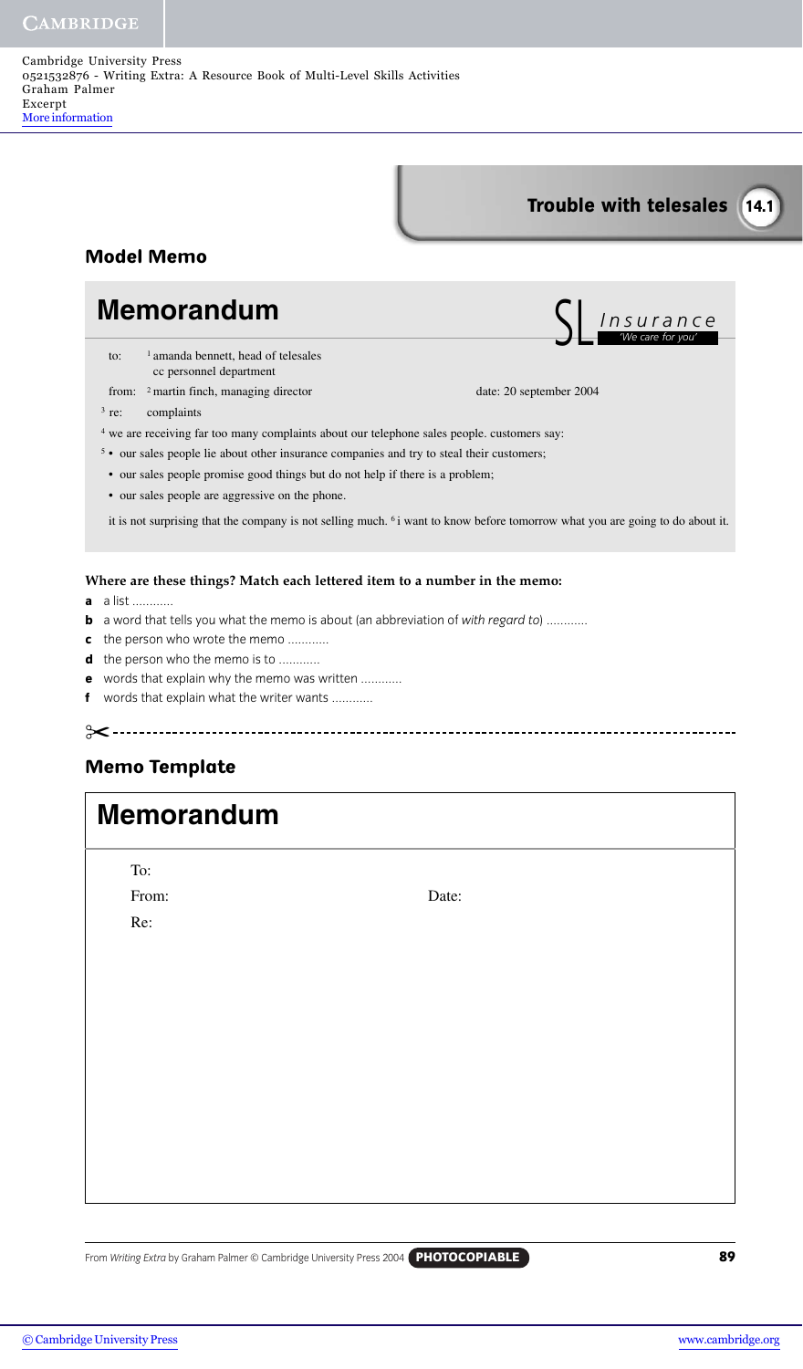## Trouble with telesales 14.1

### Model Memo

**Memorandum**

SL *Insurance* *'We care for you'*

to: [1] amanda bennett, head of telesales
cc personnel department

from: [2] martin finch, managing director

date: 20 september 2004

[3] re: complaints

[4] we are receiving far too many complaints about our telephone sales people. customers say:

[5] • our sales people lie about other insurance companies and try to steal their customers;
• our sales people promise good things but do not help if there is a problem;
• our sales people are aggressive on the phone.

it is not surprising that the company is not selling much. [6] i want to know before tomorrow what you are going to do about it.

**Where are these things? Match each lettered item to a number in the memo:**

**a** a list ............
**b** a word that tells you what the memo is about (an abbreviation of *with regard to*) ............
**c** the person who wrote the memo ............
**d** the person who the memo is to ............
**e** words that explain why the memo was written ............
**f** words that explain what the writer wants ............

✂ - - - - - - - - - - - - - - - - - - - - - - - - - - - - - - - - - - - - -

### Memo Template

**Memorandum**

To:

From: Date:

Re:

From *Writing Extra* by Graham Palmer © Cambridge University Press 2004 **PHOTOCOPIABLE**